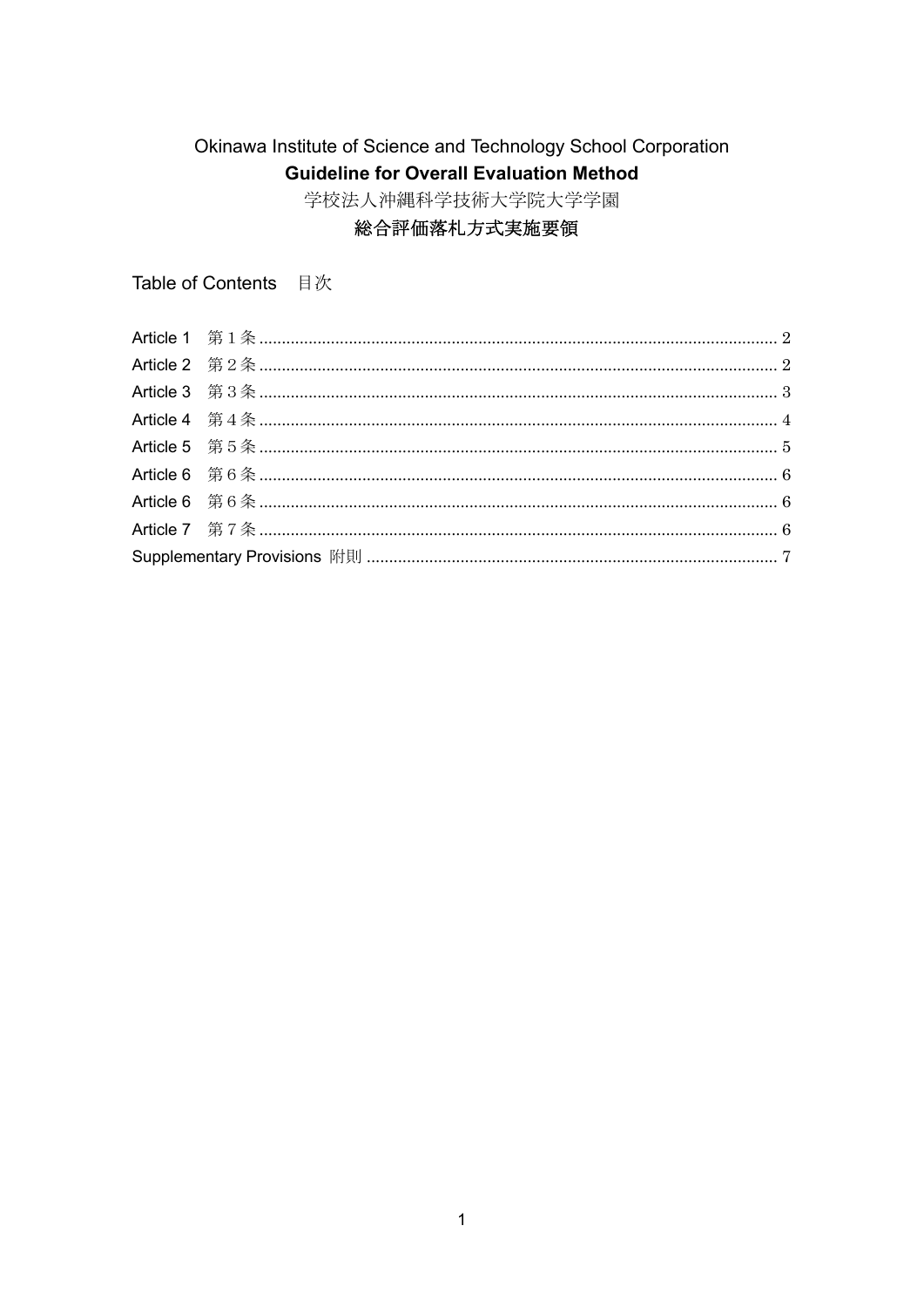# Okinawa Institute of Science and Technology School Corporation

## Guideline for Overall Evaluation Method

# 学校法人沖縄科学技術大学院大学学園

## 総合評価落札方式実施要領

Table of Contents　目次

Article 1　第１条 .................................................................................................................. 2
Article 2　第２条 .................................................................................................................. 2
Article 3　第３条 .................................................................................................................. 3
Article 4　第４条 .................................................................................................................. 4
Article 5　第５条 .................................................................................................................. 5
Article 6　第６条 .................................................................................................................. 6
Article 6　第６条 .................................................................................................................. 6
Article 7　第７条 .................................................................................................................. 6
Supplementary Provisions 附則 .......................................................................................... 7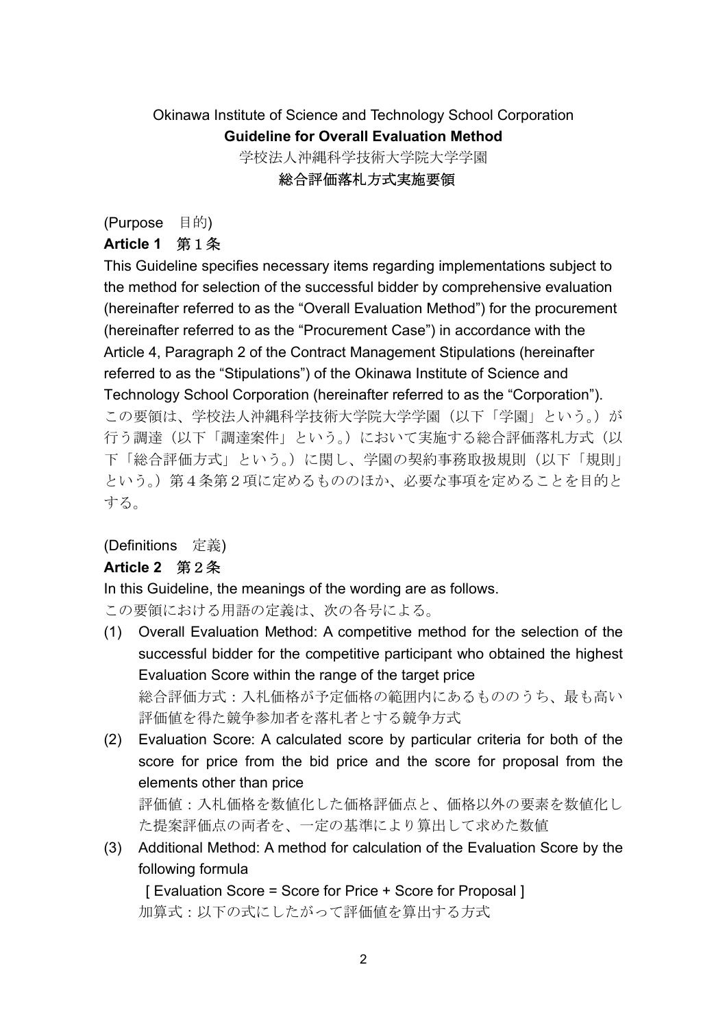Okinawa Institute of Science and Technology School Corporation

**Guideline for Overall Evaluation Method**

学校法人沖縄科学技術大学院大学学園

**総合評価落札方式実施要領**

(Purpose　目的)

**Article 1　第１条**

This Guideline specifies necessary items regarding implementations subject to the method for selection of the successful bidder by comprehensive evaluation (hereinafter referred to as the “Overall Evaluation Method”) for the procurement (hereinafter referred to as the “Procurement Case”) in accordance with the Article 4, Paragraph 2 of the Contract Management Stipulations (hereinafter referred to as the “Stipulations”) of the Okinawa Institute of Science and Technology School Corporation (hereinafter referred to as the “Corporation”).

この要領は、学校法人沖縄科学技術大学院大学学園（以下「学園」という。）が行う調達（以下「調達案件」という。）において実施する総合評価落札方式（以下「総合評価方式」という。）に関し、学園の契約事務取扱規則（以下「規則」という。）第４条第２項に定めるもののほか、必要な事項を定めることを目的とする。

(Definitions　定義)

**Article 2　第２条**

In this Guideline, the meanings of the wording are as follows.

この要領における用語の定義は、次の各号による。

(1) Overall Evaluation Method: A competitive method for the selection of the successful bidder for the competitive participant who obtained the highest Evaluation Score within the range of the target price
総合評価方式：入札価格が予定価格の範囲内にあるもののうち、最も高い評価値を得た競争参加者を落札者とする競争方式

(2) Evaluation Score: A calculated score by particular criteria for both of the score for price from the bid price and the score for proposal from the elements other than price
評価値：入札価格を数値化した価格評価点と、価格以外の要素を数値化した提案評価点の両者を、一定の基準により算出して求めた数値

(3) Additional Method: A method for calculation of the Evaluation Score by the following formula
[ Evaluation Score = Score for Price + Score for Proposal ]
加算式：以下の式にしたがって評価値を算出する方式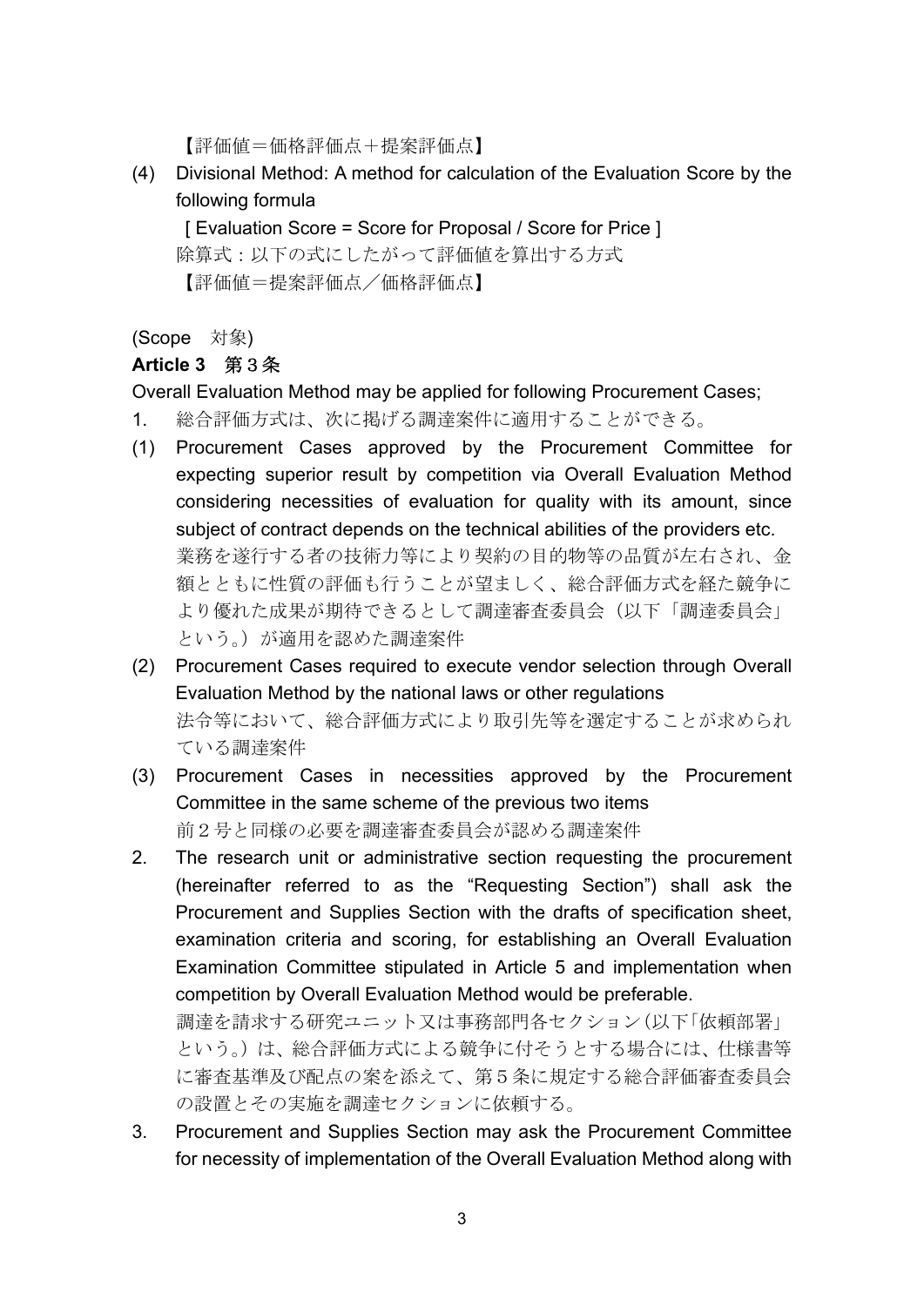【評価値＝価格評価点＋提案評価点】

(4) Divisional Method: A method for calculation of the Evaluation Score by the following formula

[ Evaluation Score = Score for Proposal / Score for Price ]

除算式：以下の式にしたがって評価値を算出する方式

【評価値＝提案評価点／価格評価点】

(Scope　対象)

**Article 3**　第３条

Overall Evaluation Method may be applied for following Procurement Cases;

1. 総合評価方式は、次に掲げる調達案件に適用することができる。

(1) Procurement Cases approved by the Procurement Committee for expecting superior result by competition via Overall Evaluation Method considering necessities of evaluation for quality with its amount, since subject of contract depends on the technical abilities of the providers etc.

業務を遂行する者の技術力等により契約の目的物等の品質が左右され、金額とともに性質の評価も行うことが望ましく、総合評価方式を経た競争により優れた成果が期待できるとして調達審査委員会（以下「調達委員会」という。）が適用を認めた調達案件

(2) Procurement Cases required to execute vendor selection through Overall Evaluation Method by the national laws or other regulations

法令等において、総合評価方式により取引先等を選定することが求められている調達案件

(3) Procurement Cases in necessities approved by the Procurement Committee in the same scheme of the previous two items

前２号と同様の必要を調達審査委員会が認める調達案件

2. The research unit or administrative section requesting the procurement (hereinafter referred to as the “Requesting Section”) shall ask the Procurement and Supplies Section with the drafts of specification sheet, examination criteria and scoring, for establishing an Overall Evaluation Examination Committee stipulated in Article 5 and implementation when competition by Overall Evaluation Method would be preferable.

調達を請求する研究ユニット又は事務部門各セクション（以下「依頼部署」という。）は、総合評価方式による競争に付そうとする場合には、仕様書等に審査基準及び配点の案を添えて、第５条に規定する総合評価審査委員会の設置とその実施を調達セクションに依頼する。

3. Procurement and Supplies Section may ask the Procurement Committee for necessity of implementation of the Overall Evaluation Method along with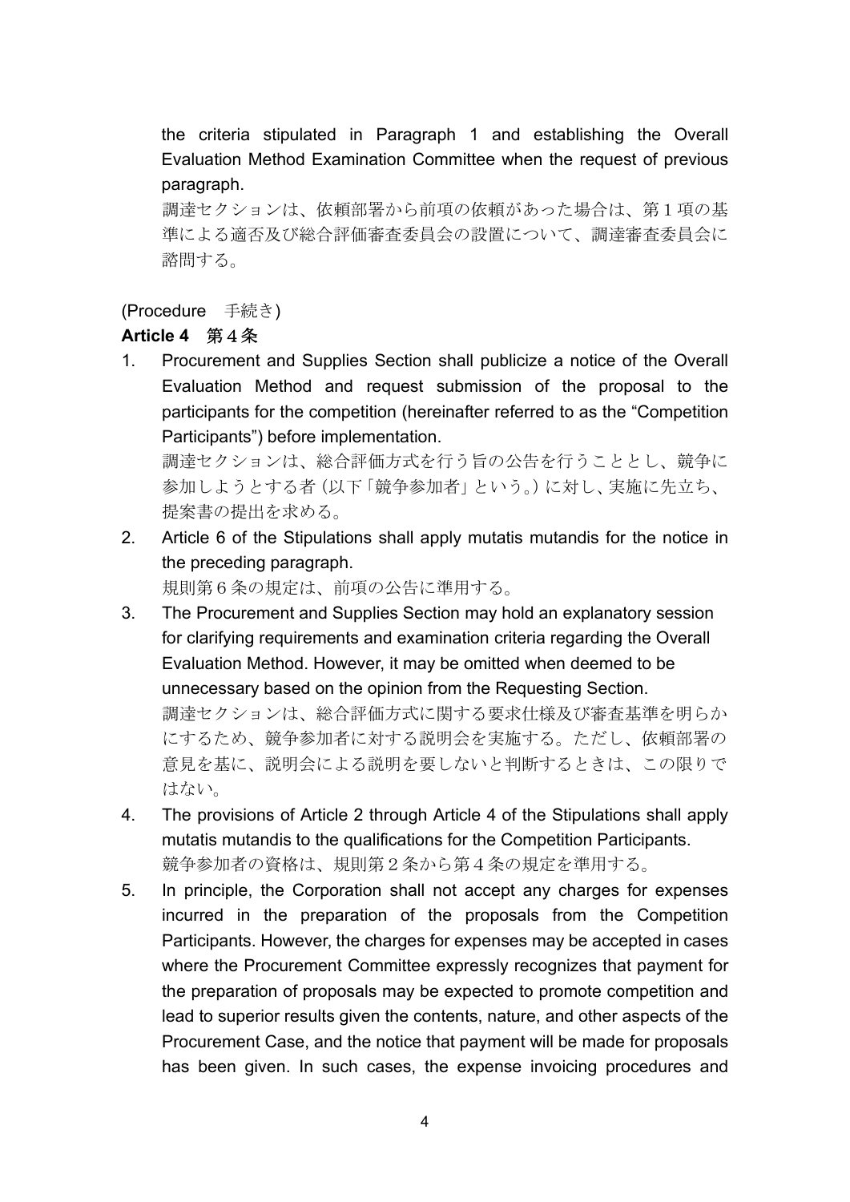the criteria stipulated in Paragraph 1 and establishing the Overall Evaluation Method Examination Committee when the request of previous paragraph.

調達セクションは、依頼部署から前項の依頼があった場合は、第１項の基準による適否及び総合評価審査委員会の設置について、調達審査委員会に諮問する。

(Procedure　手続き)

**Article 4**　第４条

1. Procurement and Supplies Section shall publicize a notice of the Overall Evaluation Method and request submission of the proposal to the participants for the competition (hereinafter referred to as the "Competition Participants") before implementation.

   調達セクションは、総合評価方式を行う旨の公告を行うこととし、競争に参加しようとする者（以下「競争参加者」という。）に対し、実施に先立ち、提案書の提出を求める。

2. Article 6 of the Stipulations shall apply mutatis mutandis for the notice in the preceding paragraph.

   規則第６条の規定は、前項の公告に準用する。

3. The Procurement and Supplies Section may hold an explanatory session for clarifying requirements and examination criteria regarding the Overall Evaluation Method. However, it may be omitted when deemed to be unnecessary based on the opinion from the Requesting Section.

   調達セクションは、総合評価方式に関する要求仕様及び審査基準を明らかにするため、競争参加者に対する説明会を実施する。ただし、依頼部署の意見を基に、説明会による説明を要しないと判断するときは、この限りではない。

4. The provisions of Article 2 through Article 4 of the Stipulations shall apply mutatis mutandis to the qualifications for the Competition Participants.

   競争参加者の資格は、規則第２条から第４条の規定を準用する。

5. In principle, the Corporation shall not accept any charges for expenses incurred in the preparation of the proposals from the Competition Participants. However, the charges for expenses may be accepted in cases where the Procurement Committee expressly recognizes that payment for the preparation of proposals may be expected to promote competition and lead to superior results given the contents, nature, and other aspects of the Procurement Case, and the notice that payment will be made for proposals has been given. In such cases, the expense invoicing procedures and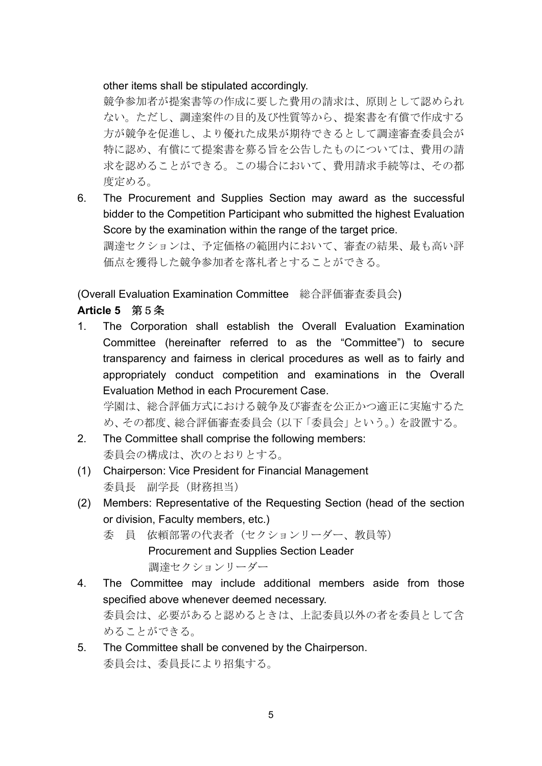other items shall be stipulated accordingly.

競争参加者が提案書等の作成に要した費用の請求は、原則として認められない。ただし、調達案件の目的及び性質等から、提案書を有償で作成する方が競争を促進し、より優れた成果が期待できるとして調達審査委員会が特に認め、有償にて提案書を募る旨を公告したものについては、費用の請求を認めることができる。この場合において、費用請求手続等は、その都度定める。

6. The Procurement and Supplies Section may award as the successful bidder to the Competition Participant who submitted the highest Evaluation Score by the examination within the range of the target price.

   調達セクションは、予定価格の範囲内において、審査の結果、最も高い評価点を獲得した競争参加者を落札者とすることができる。

(Overall Evaluation Examination Committee　総合評価審査委員会)

**Article 5　第５条**

1. The Corporation shall establish the Overall Evaluation Examination Committee (hereinafter referred to as the “Committee”) to secure transparency and fairness in clerical procedures as well as to fairly and appropriately conduct competition and examinations in the Overall Evaluation Method in each Procurement Case.

   学園は、総合評価方式における競争及び審査を公正かつ適正に実施するため、その都度、総合評価審査委員会（以下「委員会」という。）を設置する。

2. The Committee shall comprise the following members:

   委員会の構成は、次のとおりとする。

(1) Chairperson: Vice President for Financial Management

   委員長　副学長（財務担当）

(2) Members: Representative of the Requesting Section (head of the section or division, Faculty members, etc.)

   委　員　依頼部署の代表者（セクションリーダー、教員等）

   Procurement and Supplies Section Leader

   調達セクションリーダー

4. The Committee may include additional members aside from those specified above whenever deemed necessary.

   委員会は、必要があると認めるときは、上記委員以外の者を委員として含めることができる。

5. The Committee shall be convened by the Chairperson.

   委員会は、委員長により招集する。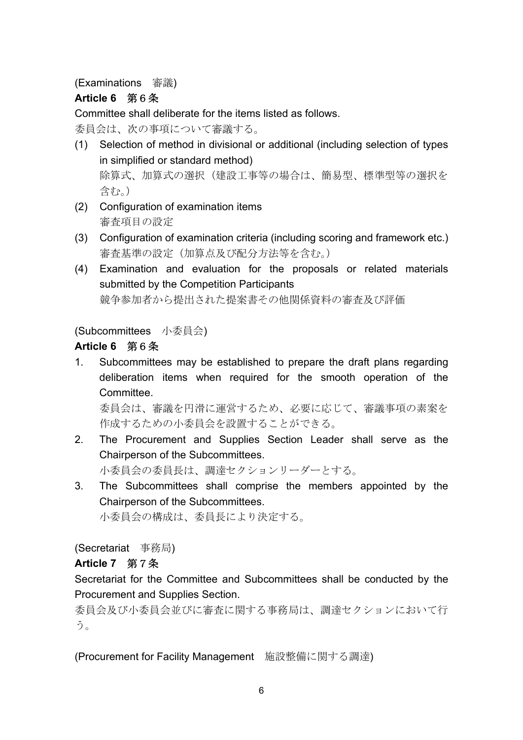(Examinations　審議)

**Article 6　第６条**

Committee shall deliberate for the items listed as follows.

委員会は、次の事項について審議する。

(1) Selection of method in divisional or additional (including selection of types in simplified or standard method)
除算式、加算式の選択（建設工事等の場合は、簡易型、標準型等の選択を含む。）

(2) Configuration of examination items
審査項目の設定

(3) Configuration of examination criteria (including scoring and framework etc.)
審査基準の設定（加算点及び配分方法等を含む。）

(4) Examination and evaluation for the proposals or related materials submitted by the Competition Participants
競争参加者から提出された提案書その他関係資料の審査及び評価

(Subcommittees　小委員会)

**Article 6　第６条**

1. Subcommittees may be established to prepare the draft plans regarding deliberation items when required for the smooth operation of the Committee.
委員会は、審議を円滑に運営するため、必要に応じて、審議事項の素案を作成するための小委員会を設置することができる。

2. The Procurement and Supplies Section Leader shall serve as the Chairperson of the Subcommittees.
小委員会の委員長は、調達セクションリーダーとする。

3. The Subcommittees shall comprise the members appointed by the Chairperson of the Subcommittees.
小委員会の構成は、委員長により決定する。

(Secretariat　事務局)

**Article 7　第７条**

Secretariat for the Committee and Subcommittees shall be conducted by the Procurement and Supplies Section.

委員会及び小委員会並びに審査に関する事務局は、調達セクションにおいて行う。

(Procurement for Facility Management　施設整備に関する調達)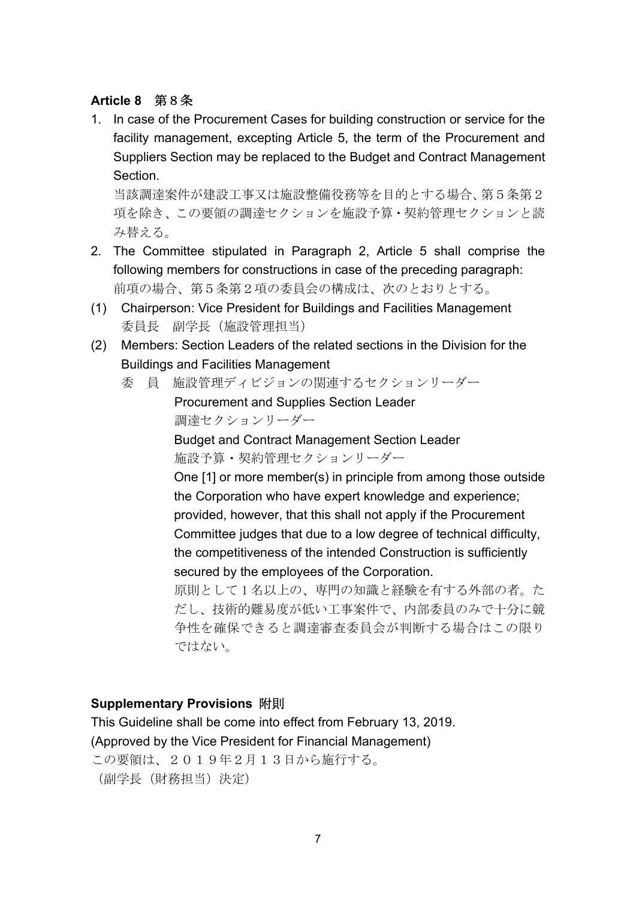**Article 8** 第８条

1. In case of the Procurement Cases for building construction or service for the facility management, excepting Article 5, the term of the Procurement and Suppliers Section may be replaced to the Budget and Contract Management Section.
   当該調達案件が建設工事又は施設整備役務等を目的とする場合、第５条第２項を除き、この要領の調達セクションを施設予算・契約管理セクションと読み替える。
2. The Committee stipulated in Paragraph 2, Article 5 shall comprise the following members for constructions in case of the preceding paragraph:
   前項の場合、第５条第２項の委員会の構成は、次のとおりとする。

(1) Chairperson: Vice President for Buildings and Facilities Management
委員長　副学長（施設管理担当）

(2) Members: Section Leaders of the related sections in the Division for the Buildings and Facilities Management
委　員　施設管理ディビジョンの関連するセクションリーダー

Procurement and Supplies Section Leader
調達セクションリーダー

Budget and Contract Management Section Leader
施設予算・契約管理セクションリーダー

One [1] or more member(s) in principle from among those outside the Corporation who have expert knowledge and experience; provided, however, that this shall not apply if the Procurement Committee judges that due to a low degree of technical difficulty, the competitiveness of the intended Construction is sufficiently secured by the employees of the Corporation.
原則として１名以上の、専門の知識と経験を有する外部の者。ただし、技術的難易度が低い工事案件で、内部委員のみで十分に競争性を確保できると調達審査委員会が判断する場合はこの限りではない。

**Supplementary Provisions 附則**

This Guideline shall be come into effect from February 13, 2019.
(Approved by the Vice President for Financial Management)
この要領は、２０１９年２月１３日から施行する。
（副学長（財務担当）決定）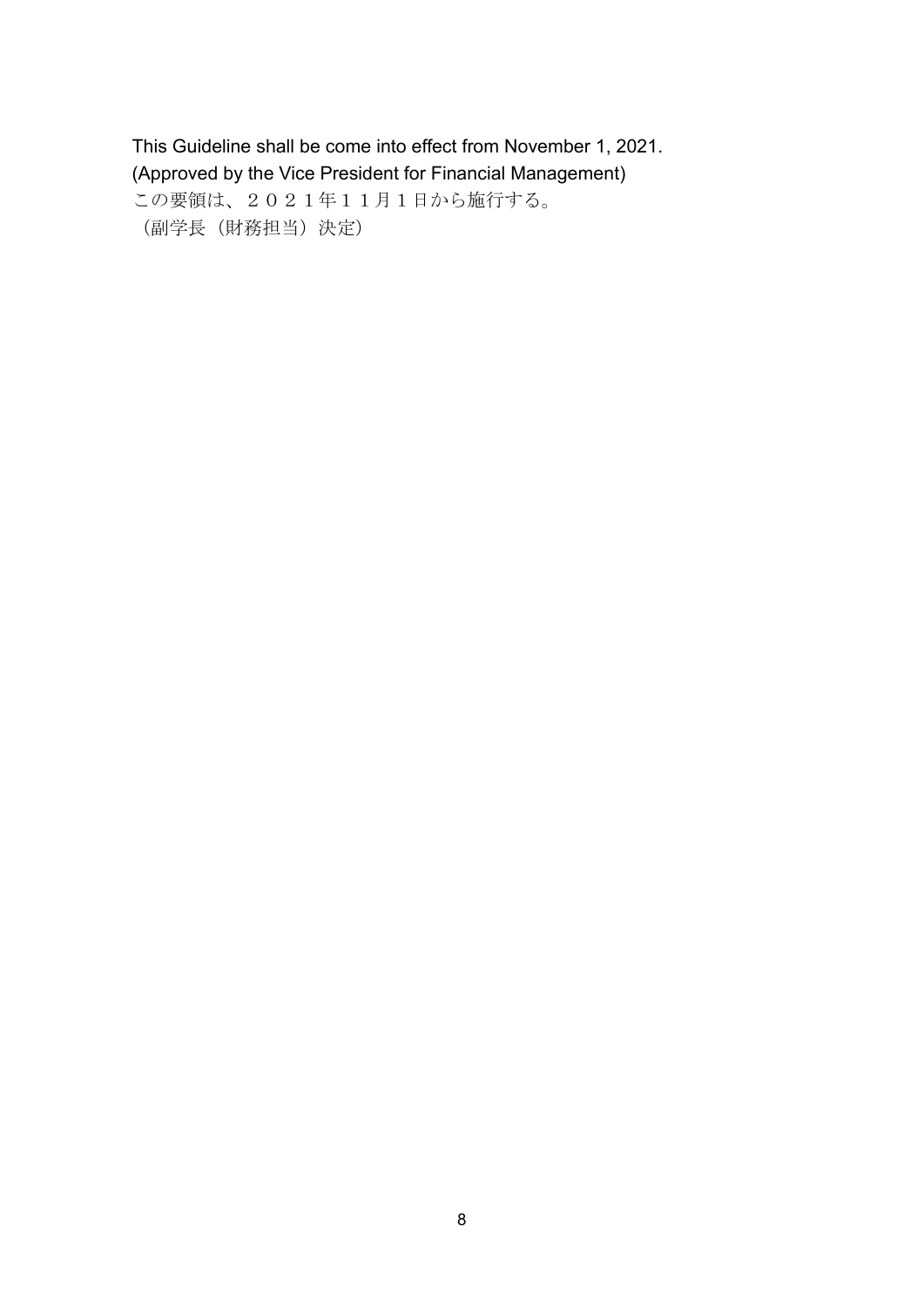This Guideline shall be come into effect from November 1, 2021.
(Approved by the Vice President for Financial Management)
この要領は、２０２１年１１月１日から施行する。
（副学長（財務担当）決定）